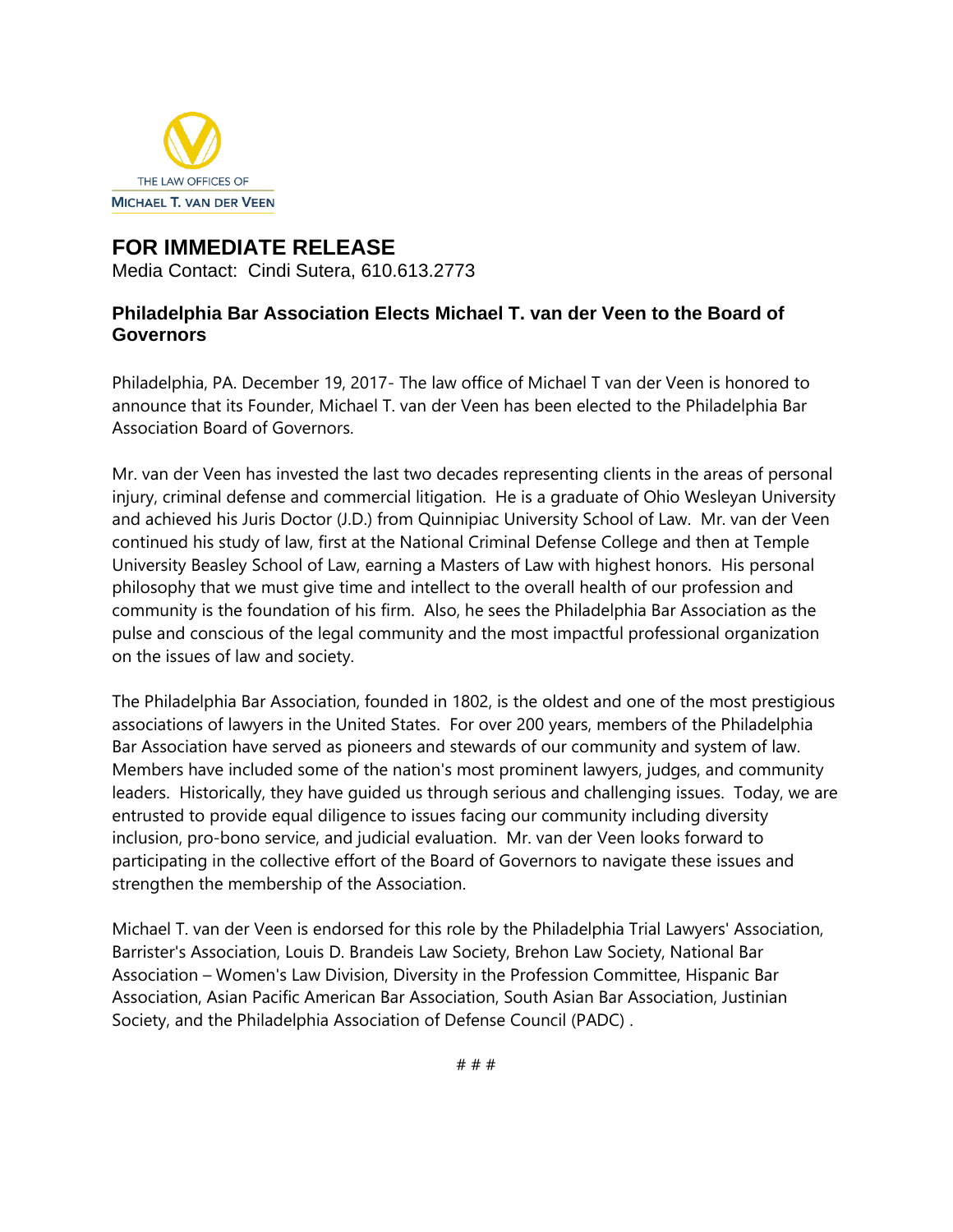THE LAW OFFICES OF
**MICHAEL T. VAN DER VEEN**

# FOR IMMEDIATE RELEASE

Media Contact: Cindi Sutera, 610.613.2773

## Philadelphia Bar Association Elects Michael T. van der Veen to the Board of Governors

Philadelphia, PA. December 19, 2017- The law office of Michael T van der Veen is honored to announce that its Founder, Michael T. van der Veen has been elected to the Philadelphia Bar Association Board of Governors.

Mr. van der Veen has invested the last two decades representing clients in the areas of personal injury, criminal defense and commercial litigation. He is a graduate of Ohio Wesleyan University and achieved his Juris Doctor (J.D.) from Quinnipiac University School of Law. Mr. van der Veen continued his study of law, first at the National Criminal Defense College and then at Temple University Beasley School of Law, earning a Masters of Law with highest honors. His personal philosophy that we must give time and intellect to the overall health of our profession and community is the foundation of his firm. Also, he sees the Philadelphia Bar Association as the pulse and conscious of the legal community and the most impactful professional organization on the issues of law and society.

The Philadelphia Bar Association, founded in 1802, is the oldest and one of the most prestigious associations of lawyers in the United States. For over 200 years, members of the Philadelphia Bar Association have served as pioneers and stewards of our community and system of law. Members have included some of the nation's most prominent lawyers, judges, and community leaders. Historically, they have guided us through serious and challenging issues. Today, we are entrusted to provide equal diligence to issues facing our community including diversity inclusion, pro-bono service, and judicial evaluation. Mr. van der Veen looks forward to participating in the collective effort of the Board of Governors to navigate these issues and strengthen the membership of the Association.

Michael T. van der Veen is endorsed for this role by the Philadelphia Trial Lawyers' Association, Barrister's Association, Louis D. Brandeis Law Society, Brehon Law Society, National Bar Association – Women's Law Division, Diversity in the Profession Committee, Hispanic Bar Association, Asian Pacific American Bar Association, South Asian Bar Association, Justinian Society, and the Philadelphia Association of Defense Council (PADC) .

# # #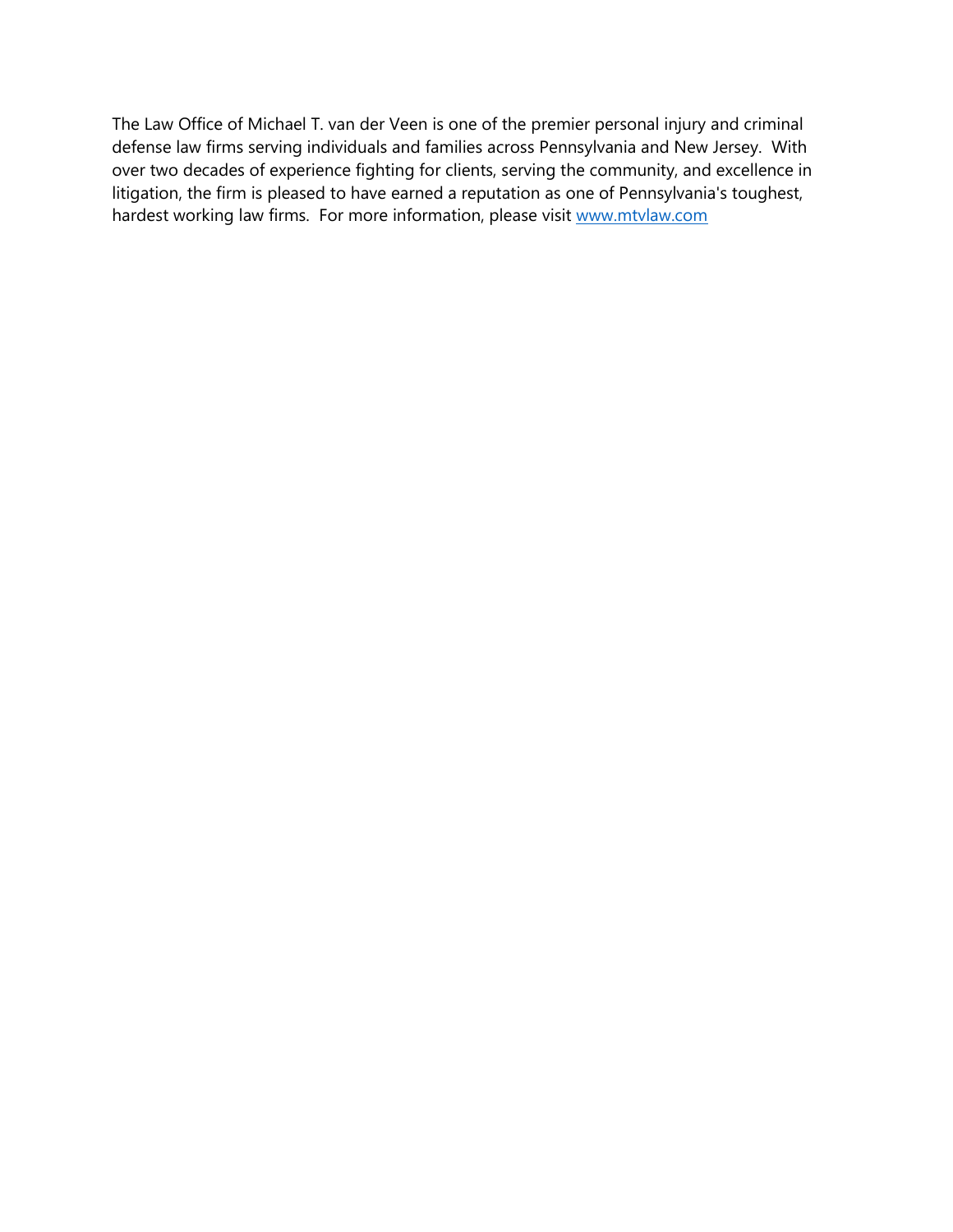The Law Office of Michael T. van der Veen is one of the premier personal injury and criminal defense law firms serving individuals and families across Pennsylvania and New Jersey. With over two decades of experience fighting for clients, serving the community, and excellence in litigation, the firm is pleased to have earned a reputation as one of Pennsylvania's toughest, hardest working law firms. For more information, please visit [www.mtvlaw.com](http://www.mtvlaw.com)